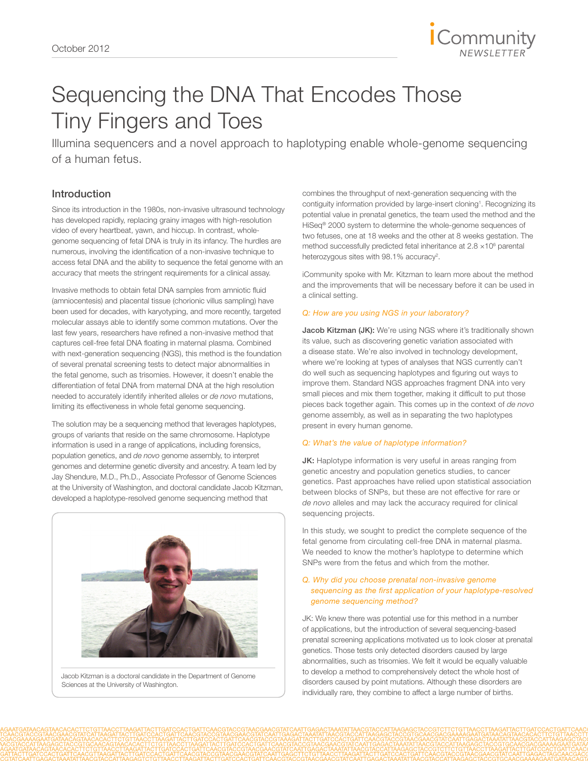# Sequencing the DNA That Encodes Those Tiny Fingers and Toes

Illumina sequencers and a novel approach to haplotyping enable whole-genome sequencing of a human fetus.

## Introduction

Since its introduction in the 1980s, non-invasive ultrasound technology has developed rapidly, replacing grainy images with high-resolution video of every heartbeat, yawn, and hiccup. In contrast, whole-genome sequencing of fetal DNA is truly in its infancy. The hurdles are numerous, involving the identification of a non-invasive technique to access fetal DNA and the ability to sequence the fetal genome with an accuracy that meets the stringent requirements for a clinical assay.

Invasive methods to obtain fetal DNA samples from amniotic fluid (amniocentesis) and placental tissue (chorionic villus sampling) have been used for decades, with karyotyping, and more recently, targeted molecular assays able to identify some common mutations. Over the last few years, researchers have refined a non-invasive method that captures cell-free fetal DNA floating in maternal plasma. Combined with next-generation sequencing (NGS), this method is the foundation of several prenatal screening tests to detect major abnormalities in the fetal genome, such as trisomies. However, it doesn't enable the differentiation of fetal DNA from maternal DNA at the high resolution needed to accurately identify inherited alleles or *de novo* mutations, limiting its effectiveness in whole fetal genome sequencing.

The solution may be a sequencing method that leverages haplotypes, groups of variants that reside on the same chromosome. Haplotype information is used in a range of applications, including forensics, population genetics, and *de novo* genome assembly, to interpret genomes and determine genetic diversity and ancestry. A team led by Jay Shendure, M.D., Ph.D., Associate Professor of Genome Sciences at the University of Washington, and doctoral candidate Jacob Kitzman, developed a haplotype-resolved genome sequencing method that combines the throughput of next-generation sequencing with the contiguity information provided by large-insert cloning[1]. Recognizing its potential value in prenatal genetics, the team used the method and the HiSeq® 2000 system to determine the whole-genome sequences of two fetuses, one at 18 weeks and the other at 8 weeks gestation. The method successfully predicted fetal inheritance at $2.8 \times 10^6$ parental heterozygous sites with 98.1% accuracy[2].

Jacob Kitzman is a doctoral candidate in the Department of Genome Sciences at the University of Washington.

iCommunity spoke with Mr. Kitzman to learn more about the method and the improvements that will be necessary before it can be used in a clinical setting.

*Q: How are you using NGS in your laboratory?*

**Jacob Kitzman (JK):** We're using NGS where it's traditionally shown its value, such as discovering genetic variation associated with a disease state. We're also involved in technology development, where we're looking at types of analyses that NGS currently can't do well such as sequencing haplotypes and figuring out ways to improve them. Standard NGS approaches fragment DNA into very small pieces and mix them together, making it difficult to put those pieces back together again. This comes up in the context of *de novo* genome assembly, as well as in separating the two haplotypes present in every human genome.

*Q: What's the value of haplotype information?*

**JK:** Haplotype information is very useful in areas ranging from genetic ancestry and population genetics studies, to cancer genetics. Past approaches have relied upon statistical association between blocks of SNPs, but these are not effective for rare or *de novo* alleles and may lack the accuracy required for clinical sequencing projects.

In this study, we sought to predict the complete sequence of the fetal genome from circulating cell-free DNA in maternal plasma. We needed to know the mother's haplotype to determine which SNPs were from the fetus and which from the mother.

*Q. Why did you choose prenatal non-invasive genome sequencing as the first application of your haplotype-resolved genome sequencing method?*

JK: We knew there was potential use for this method in a number of applications, but the introduction of several sequencing-based prenatal screening applications motivated us to look closer at prenatal genetics. Those tests only detected disorders caused by large abnormalities, such as trisomies. We felt it would be equally valuable to develop a method to comprehensively detect the whole host of disorders caused by point mutations. Although these disorders are individually rare, they combine to affect a large number of births.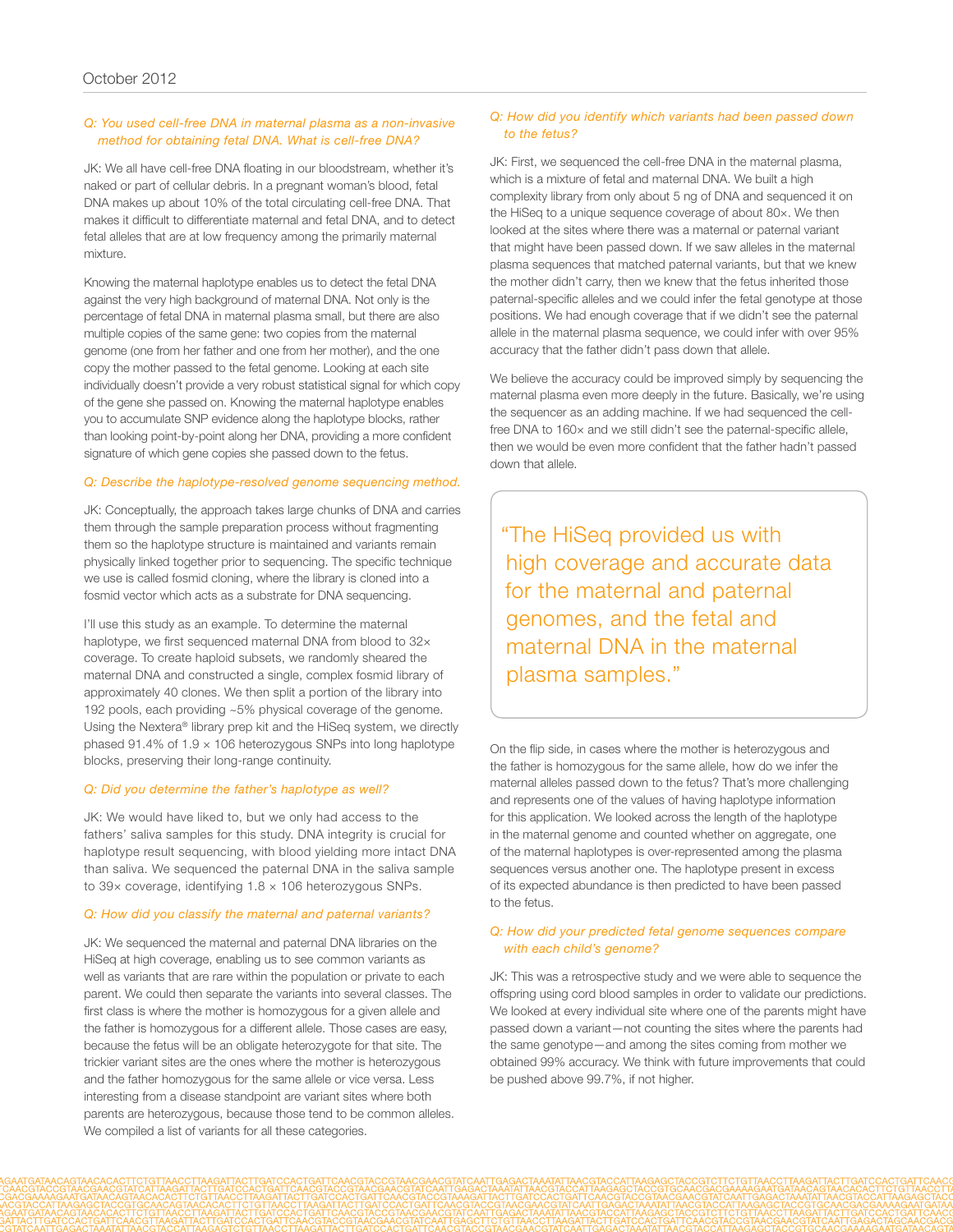*Q: You used cell-free DNA in maternal plasma as a non-invasive method for obtaining fetal DNA. What is cell-free DNA?*

JK: We all have cell-free DNA floating in our bloodstream, whether it's naked or part of cellular debris. In a pregnant woman's blood, fetal DNA makes up about 10% of the total circulating cell-free DNA. That makes it difficult to differentiate maternal and fetal DNA, and to detect fetal alleles that are at low frequency among the primarily maternal mixture.

Knowing the maternal haplotype enables us to detect the fetal DNA against the very high background of maternal DNA. Not only is the percentage of fetal DNA in maternal plasma small, but there are also multiple copies of the same gene: two copies from the maternal genome (one from her father and one from her mother), and the one copy the mother passed to the fetal genome. Looking at each site individually doesn't provide a very robust statistical signal for which copy of the gene she passed on. Knowing the maternal haplotype enables you to accumulate SNP evidence along the haplotype blocks, rather than looking point-by-point along her DNA, providing a more confident signature of which gene copies she passed down to the fetus.

*Q: Describe the haplotype-resolved genome sequencing method.*

JK: Conceptually, the approach takes large chunks of DNA and carries them through the sample preparation process without fragmenting them so the haplotype structure is maintained and variants remain physically linked together prior to sequencing. The specific technique we use is called fosmid cloning, where the library is cloned into a fosmid vector which acts as a substrate for DNA sequencing.

I'll use this study as an example. To determine the maternal haplotype, we first sequenced maternal DNA from blood to 32× coverage. To create haploid subsets, we randomly sheared the maternal DNA and constructed a single, complex fosmid library of approximately 40 clones. We then split a portion of the library into 192 pools, each providing ~5% physical coverage of the genome. Using the Nextera® library prep kit and the HiSeq system, we directly phased 91.4% of 1.9 × 106 heterozygous SNPs into long haplotype blocks, preserving their long-range continuity.

*Q: Did you determine the father's haplotype as well?*

JK: We would have liked to, but we only had access to the fathers' saliva samples for this study. DNA integrity is crucial for haplotype result sequencing, with blood yielding more intact DNA than saliva. We sequenced the paternal DNA in the saliva sample to 39× coverage, identifying 1.8 × 106 heterozygous SNPs.

*Q: How did you classify the maternal and paternal variants?*

JK: We sequenced the maternal and paternal DNA libraries on the HiSeq at high coverage, enabling us to see common variants as well as variants that are rare within the population or private to each parent. We could then separate the variants into several classes. The first class is where the mother is homozygous for a given allele and the father is homozygous for a different allele. Those cases are easy, because the fetus will be an obligate heterozygote for that site. The trickier variant sites are the ones where the mother is heterozygous and the father homozygous for the same allele or vice versa. Less interesting from a disease standpoint are variant sites where both parents are heterozygous, because those tend to be common alleles. We compiled a list of variants for all these categories.

*Q: How did you identify which variants had been passed down to the fetus?*

JK: First, we sequenced the cell-free DNA in the maternal plasma, which is a mixture of fetal and maternal DNA. We built a high complexity library from only about 5 ng of DNA and sequenced it on the HiSeq to a unique sequence coverage of about 80×. We then looked at the sites where there was a maternal or paternal variant that might have been passed down. If we saw alleles in the maternal plasma sequences that matched paternal variants, but that we knew the mother didn't carry, then we knew that the fetus inherited those paternal-specific alleles and we could infer the fetal genotype at those positions. We had enough coverage that if we didn't see the paternal allele in the maternal plasma sequence, we could infer with over 95% accuracy that the father didn't pass down that allele.

We believe the accuracy could be improved simply by sequencing the maternal plasma even more deeply in the future. Basically, we're using the sequencer as an adding machine. If we had sequenced the cell-free DNA to 160× and we still didn't see the paternal-specific allele, then we would be even more confident that the father hadn't passed down that allele.

> "The HiSeq provided us with high coverage and accurate data for the maternal and paternal genomes, and the fetal and maternal DNA in the maternal plasma samples."

On the flip side, in cases where the mother is heterozygous and the father is homozygous for the same allele, how do we infer the maternal alleles passed down to the fetus? That's more challenging and represents one of the values of having haplotype information for this application. We looked across the length of the haplotype in the maternal genome and counted whether on aggregate, one of the maternal haplotypes is over-represented among the plasma sequences versus another one. The haplotype present in excess of its expected abundance is then predicted to have been passed to the fetus.

*Q: How did your predicted fetal genome sequences compare with each child's genome?*

JK: This was a retrospective study and we were able to sequence the offspring using cord blood samples in order to validate our predictions. We looked at every individual site where one of the parents might have passed down a variant—not counting the sites where the parents had the same genotype—and among the sites coming from mother we obtained 99% accuracy. We think with future improvements that could be pushed above 99.7%, if not higher.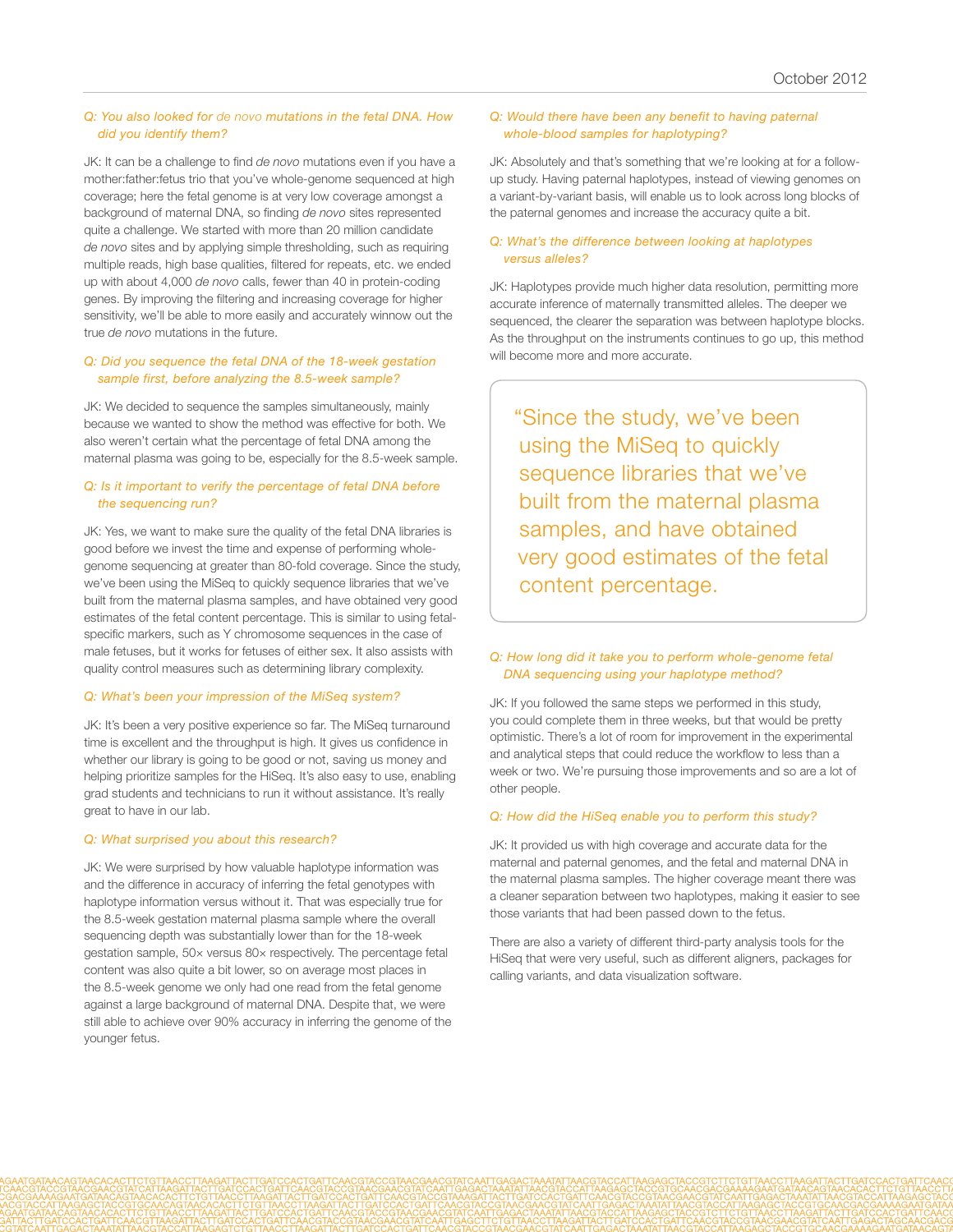**Q: You also looked for *de novo* mutations in the fetal DNA. How did you identify them?**

JK: It can be a challenge to find *de novo* mutations even if you have a mother:father:fetus trio that you've whole-genome sequenced at high coverage; here the fetal genome is at very low coverage amongst a background of maternal DNA, so finding *de novo* sites represented quite a challenge. We started with more than 20 million candidate *de novo* sites and by applying simple thresholding, such as requiring multiple reads, high base qualities, filtered for repeats, etc. we ended up with about 4,000 *de novo* calls, fewer than 40 in protein-coding genes. By improving the filtering and increasing coverage for higher sensitivity, we'll be able to more easily and accurately winnow out the true *de novo* mutations in the future.

**Q: Did you sequence the fetal DNA of the 18-week gestation sample first, before analyzing the 8.5-week sample?**

JK: We decided to sequence the samples simultaneously, mainly because we wanted to show the method was effective for both. We also weren't certain what the percentage of fetal DNA among the maternal plasma was going to be, especially for the 8.5-week sample.

**Q: Is it important to verify the percentage of fetal DNA before the sequencing run?**

JK: Yes, we want to make sure the quality of the fetal DNA libraries is good before we invest the time and expense of performing whole-genome sequencing at greater than 80-fold coverage. Since the study, we've been using the MiSeq to quickly sequence libraries that we've built from the maternal plasma samples, and have obtained very good estimates of the fetal content percentage. This is similar to using fetal-specific markers, such as Y chromosome sequences in the case of male fetuses, but it works for fetuses of either sex. It also assists with quality control measures such as determining library complexity.

**Q: What's been your impression of the MiSeq system?**

JK: It's been a very positive experience so far. The MiSeq turnaround time is excellent and the throughput is high. It gives us confidence in whether our library is going to be good or not, saving us money and helping prioritize samples for the HiSeq. It's also easy to use, enabling grad students and technicians to run it without assistance. It's really great to have in our lab.

**Q: What surprised you about this research?**

JK: We were surprised by how valuable haplotype information was and the difference in accuracy of inferring the fetal genotypes with haplotype information versus without it. That was especially true for the 8.5-week gestation maternal plasma sample where the overall sequencing depth was substantially lower than for the 18-week gestation sample, 50× versus 80× respectively. The percentage fetal content was also quite a bit lower, so on average most places in the 8.5-week genome we only had one read from the fetal genome against a large background of maternal DNA. Despite that, we were still able to achieve over 90% accuracy in inferring the genome of the younger fetus.

**Q: Would there have been any benefit to having paternal whole-blood samples for haplotyping?**

JK: Absolutely and that's something that we're looking at for a follow-up study. Having paternal haplotypes, instead of viewing genomes on a variant-by-variant basis, will enable us to look across long blocks of the paternal genomes and increase the accuracy quite a bit.

**Q: What's the difference between looking at haplotypes versus alleles?**

JK: Haplotypes provide much higher data resolution, permitting more accurate inference of maternally transmitted alleles. The deeper we sequenced, the clearer the separation was between haplotype blocks. As the throughput on the instruments continues to go up, this method will become more and more accurate.

> "Since the study, we've been using the MiSeq to quickly sequence libraries that we've built from the maternal plasma samples, and have obtained very good estimates of the fetal content percentage.

**Q: How long did it take you to perform whole-genome fetal DNA sequencing using your haplotype method?**

JK: If you followed the same steps we performed in this study, you could complete them in three weeks, but that would be pretty optimistic. There's a lot of room for improvement in the experimental and analytical steps that could reduce the workflow to less than a week or two. We're pursuing those improvements and so are a lot of other people.

**Q: How did the HiSeq enable you to perform this study?**

JK: It provided us with high coverage and accurate data for the maternal and paternal genomes, and the fetal and maternal DNA in the maternal plasma samples. The higher coverage meant there was a cleaner separation between two haplotypes, making it easier to see those variants that had been passed down to the fetus.

There are also a variety of different third-party analysis tools for the HiSeq that were very useful, such as different aligners, packages for calling variants, and data visualization software.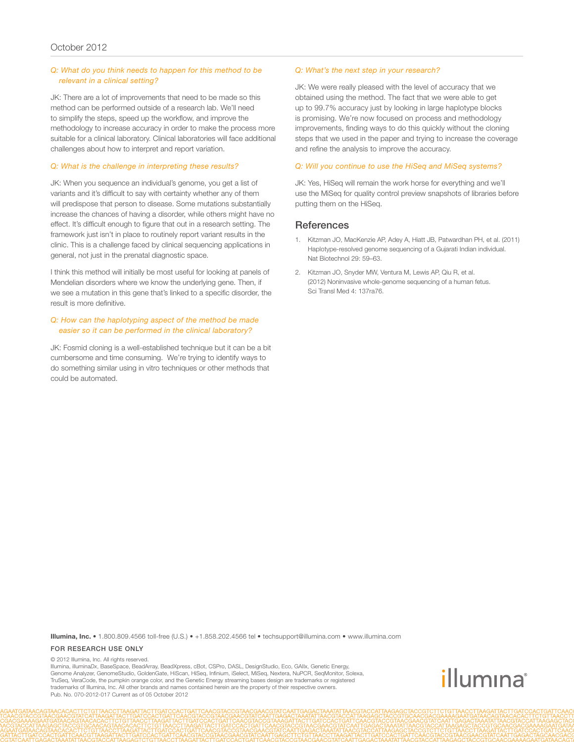*Q: What do you think needs to happen for this method to be relevant in a clinical setting?*

JK: There are a lot of improvements that need to be made so this method can be performed outside of a research lab. We'll need to simplify the steps, speed up the workflow, and improve the methodology to increase accuracy in order to make the process more suitable for a clinical laboratory. Clinical laboratories will face additional challenges about how to interpret and report variation.

*Q: What is the challenge in interpreting these results?*

JK: When you sequence an individual's genome, you get a list of variants and it's difficult to say with certainty whether any of them will predispose that person to disease. Some mutations substantially increase the chances of having a disorder, while others might have no effect. It's difficult enough to figure that out in a research setting. The framework just isn't in place to routinely report variant results in the clinic. This is a challenge faced by clinical sequencing applications in general, not just in the prenatal diagnostic space.

I think this method will initially be most useful for looking at panels of Mendelian disorders where we know the underlying gene. Then, if we see a mutation in this gene that's linked to a specific disorder, the result is more definitive.

*Q: How can the haplotyping aspect of the method be made easier so it can be performed in the clinical laboratory?*

JK: Fosmid cloning is a well-established technique but it can be a bit cumbersome and time consuming. We're trying to identify ways to do something similar using in vitro techniques or other methods that could be automated.

*Q: What's the next step in your research?*

JK: We were really pleased with the level of accuracy that we obtained using the method. The fact that we were able to get up to 99.7% accuracy just by looking in large haplotype blocks is promising. We're now focused on process and methodology improvements, finding ways to do this quickly without the cloning steps that we used in the paper and trying to increase the coverage and refine the analysis to improve the accuracy.

*Q: Will you continue to use the HiSeq and MiSeq systems?*

JK: Yes, HiSeq will remain the work horse for everything and we'll use the MiSeq for quality control preview snapshots of libraries before putting them on the HiSeq.

## References

1. Kitzman JO, MacKenzie AP, Adey A, Hiatt JB, Patwardhan PH, et al. (2011) Haplotype-resolved genome sequencing of a Gujarati Indian individual. Nat Biotechnol 29: 59–63.
2. Kitzman JO, Snyder MW, Ventura M, Lewis AP, Qiu R, et al. (2012) Noninvasive whole-genome sequencing of a human fetus. Sci Transl Med 4: 137ra76.

**Illumina, Inc.** • 1.800.809.4566 toll-free (U.S.) • +1.858.202.4566 tel • techsupport@illumina.com • www.illumina.com

FOR RESEARCH USE ONLY

© 2012 Illumina, Inc. All rights reserved.
Illumina, illumina*Dx*, BaseSpace, BeadArray, BeadXpress, cBot, CSPro, DASL, DesignStudio, Eco, GAIIx, Genetic Energy, Genome Analyzer, GenomeStudio, GoldenGate, HiScan, HiSeq, Infinium, iSelect, MiSeq, Nextera, NuPCR, SeqMonitor, Solexa, TruSeq, VeraCode, the pumpkin orange color, and the Genetic Energy streaming bases design are trademarks or registered trademarks of Illumina, Inc. All other brands and names contained herein are the property of their respective owners.
Pub. No. 070-2012-017 Current as of 05 October 2012